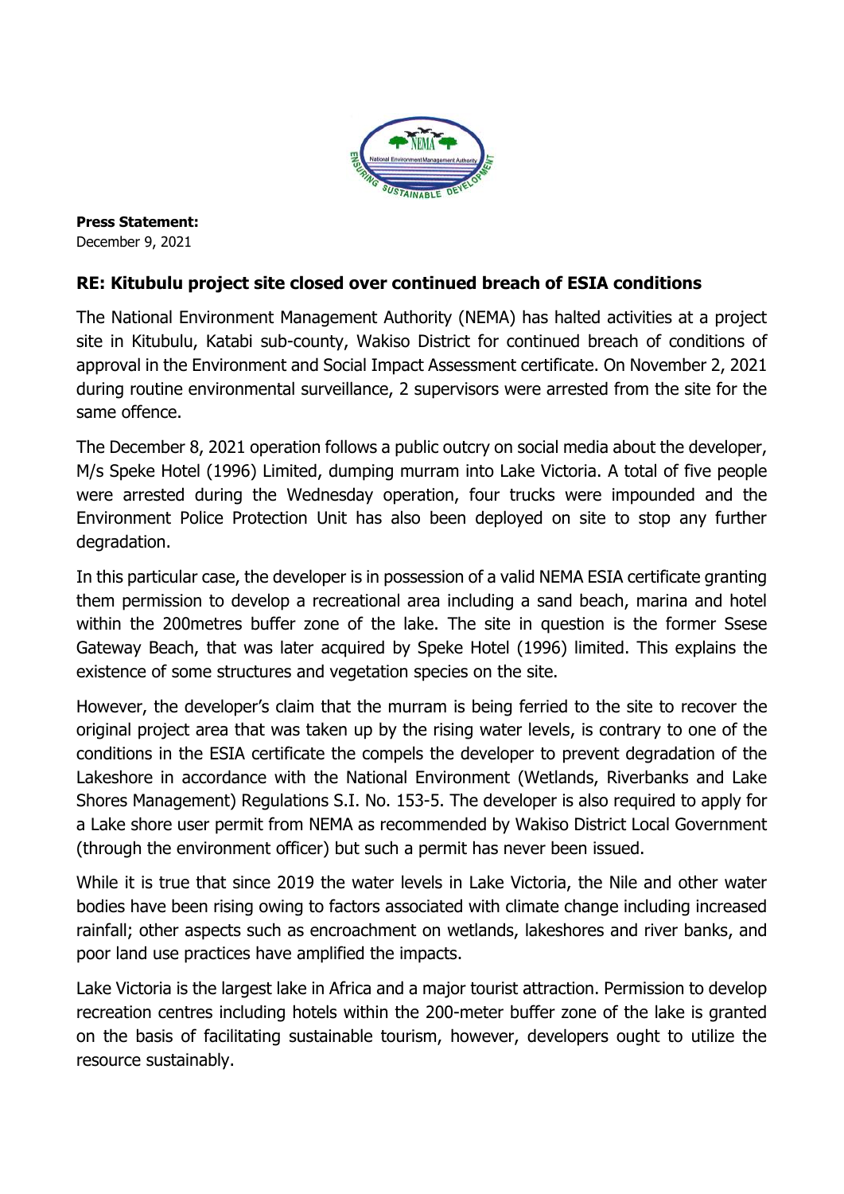**Press Statement:**
December 9, 2021

## RE: Kitubulu project site closed over continued breach of ESIA conditions

The National Environment Management Authority (NEMA) has halted activities at a project site in Kitubulu, Katabi sub-county, Wakiso District for continued breach of conditions of approval in the Environment and Social Impact Assessment certificate. On November 2, 2021 during routine environmental surveillance, 2 supervisors were arrested from the site for the same offence.

The December 8, 2021 operation follows a public outcry on social media about the developer, M/s Speke Hotel (1996) Limited, dumping murram into Lake Victoria. A total of five people were arrested during the Wednesday operation, four trucks were impounded and the Environment Police Protection Unit has also been deployed on site to stop any further degradation.

In this particular case, the developer is in possession of a valid NEMA ESIA certificate granting them permission to develop a recreational area including a sand beach, marina and hotel within the 200metres buffer zone of the lake. The site in question is the former Ssese Gateway Beach, that was later acquired by Speke Hotel (1996) limited. This explains the existence of some structures and vegetation species on the site.

However, the developer's claim that the murram is being ferried to the site to recover the original project area that was taken up by the rising water levels, is contrary to one of the conditions in the ESIA certificate the compels the developer to prevent degradation of the Lakeshore in accordance with the National Environment (Wetlands, Riverbanks and Lake Shores Management) Regulations S.I. No. 153-5. The developer is also required to apply for a Lake shore user permit from NEMA as recommended by Wakiso District Local Government (through the environment officer) but such a permit has never been issued.

While it is true that since 2019 the water levels in Lake Victoria, the Nile and other water bodies have been rising owing to factors associated with climate change including increased rainfall; other aspects such as encroachment on wetlands, lakeshores and river banks, and poor land use practices have amplified the impacts.

Lake Victoria is the largest lake in Africa and a major tourist attraction. Permission to develop recreation centres including hotels within the 200-meter buffer zone of the lake is granted on the basis of facilitating sustainable tourism, however, developers ought to utilize the resource sustainably.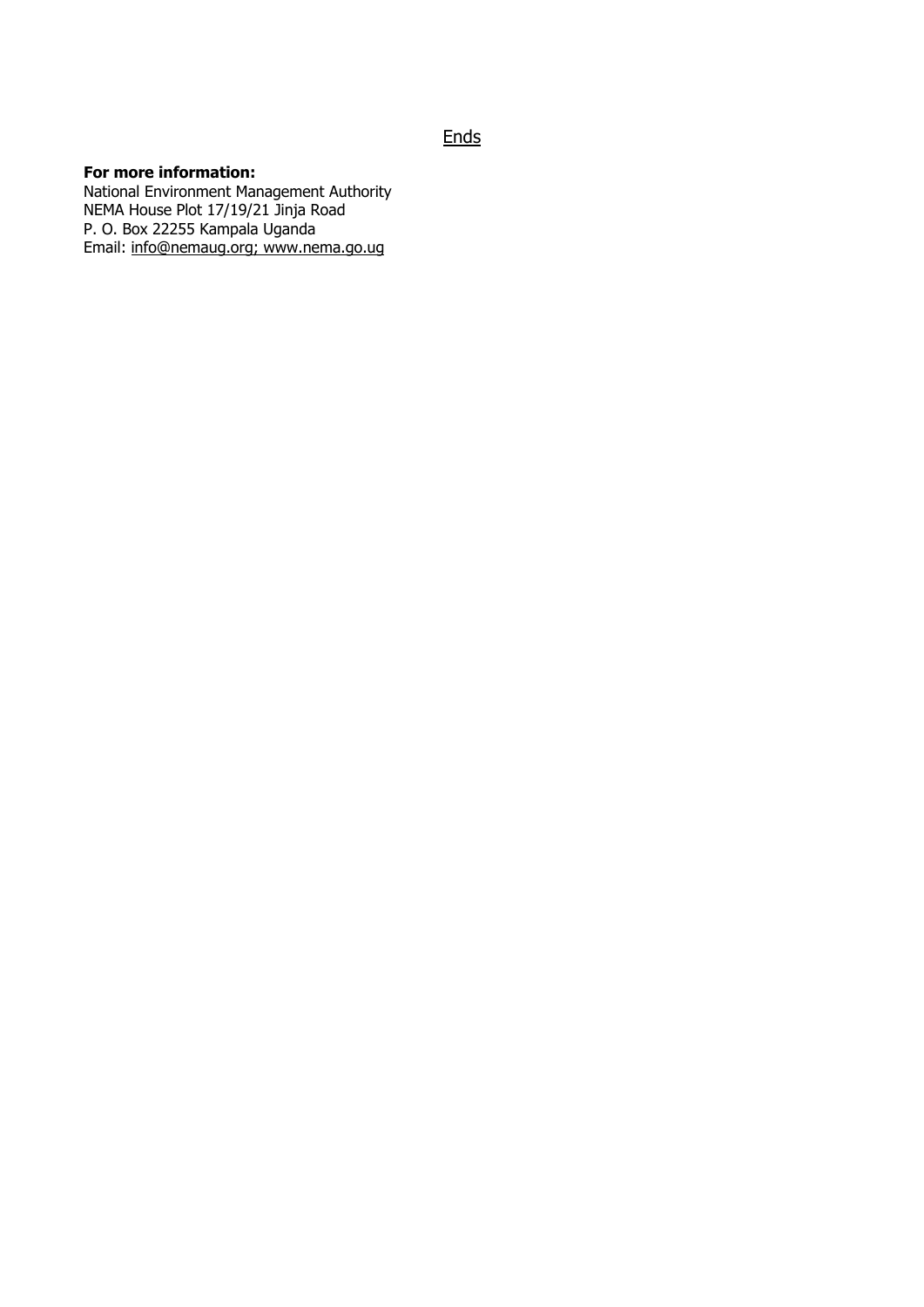Ends

**For more information:**
National Environment Management Authority
NEMA House Plot 17/19/21 Jinja Road
P. O. Box 22255 Kampala Uganda
Email: info@nemaug.org; www.nema.go.ug